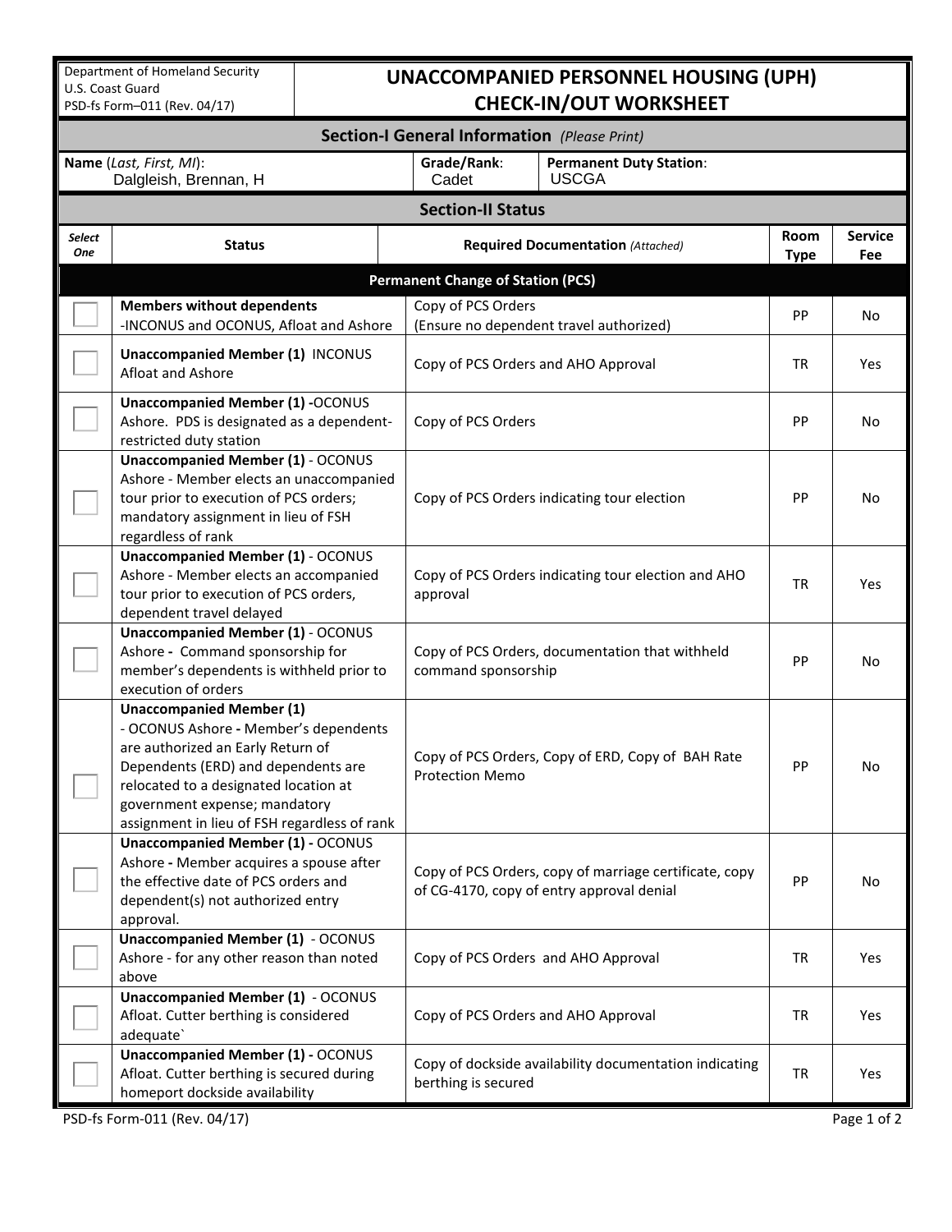Department of Homeland Security
U.S. Coast Guard
PSD-fs Form–011 (Rev. 04/17)

# UNACCOMPANIED PERSONNEL HOUSING (UPH) CHECK-IN/OUT WORKSHEET

## Section-I General Information *(Please Print)*

| Name *(Last, First, MI)*: | Grade/Rank: | Permanent Duty Station: |
|---|---|---|
| Dalgleish, Brennan, H | Cadet | USCGA |

## Section-II Status

| *Select One* | Status | Required Documentation *(Attached)* | Room Type | Service Fee |
|---|---|---|---|---|
| | **Permanent Change of Station (PCS)** | | | |
| ☐ | **Members without dependents** -INCONUS and OCONUS, Afloat and Ashore | Copy of PCS Orders (Ensure no dependent travel authorized) | PP | No |
| ☐ | **Unaccompanied Member (1)** INCONUS Afloat and Ashore | Copy of PCS Orders and AHO Approval | TR | Yes |
| ☐ | **Unaccompanied Member (1) -**OCONUS Ashore. PDS is designated as a dependent-restricted duty station | Copy of PCS Orders | PP | No |
| ☐ | **Unaccompanied Member (1)** - OCONUS Ashore - Member elects an unaccompanied tour prior to execution of PCS orders; mandatory assignment in lieu of FSH regardless of rank | Copy of PCS Orders indicating tour election | PP | No |
| ☐ | **Unaccompanied Member (1)** - OCONUS Ashore - Member elects an accompanied tour prior to execution of PCS orders, dependent travel delayed | Copy of PCS Orders indicating tour election and AHO approval | TR | Yes |
| ☐ | **Unaccompanied Member (1)** - OCONUS Ashore **-** Command sponsorship for member's dependents is withheld prior to execution of orders | Copy of PCS Orders, documentation that withheld command sponsorship | PP | No |
| ☐ | **Unaccompanied Member (1)** - OCONUS Ashore **-** Member's dependents are authorized an Early Return of Dependents (ERD) and dependents are relocated to a designated location at government expense; mandatory assignment in lieu of FSH regardless of rank | Copy of PCS Orders, Copy of ERD, Copy of BAH Rate Protection Memo | PP | No |
| ☐ | **Unaccompanied Member (1) -** OCONUS Ashore **-** Member acquires a spouse after the effective date of PCS orders and dependent(s) not authorized entry approval. | Copy of PCS Orders, copy of marriage certificate, copy of CG-4170, copy of entry approval denial | PP | No |
| ☐ | **Unaccompanied Member (1)** - OCONUS Ashore - for any other reason than noted above | Copy of PCS Orders and AHO Approval | TR | Yes |
| ☐ | **Unaccompanied Member (1)** - OCONUS Afloat. Cutter berthing is considered adequate` | Copy of PCS Orders and AHO Approval | TR | Yes |
| ☐ | **Unaccompanied Member (1) -** OCONUS Afloat. Cutter berthing is secured during homeport dockside availability | Copy of dockside availability documentation indicating berthing is secured | TR | Yes |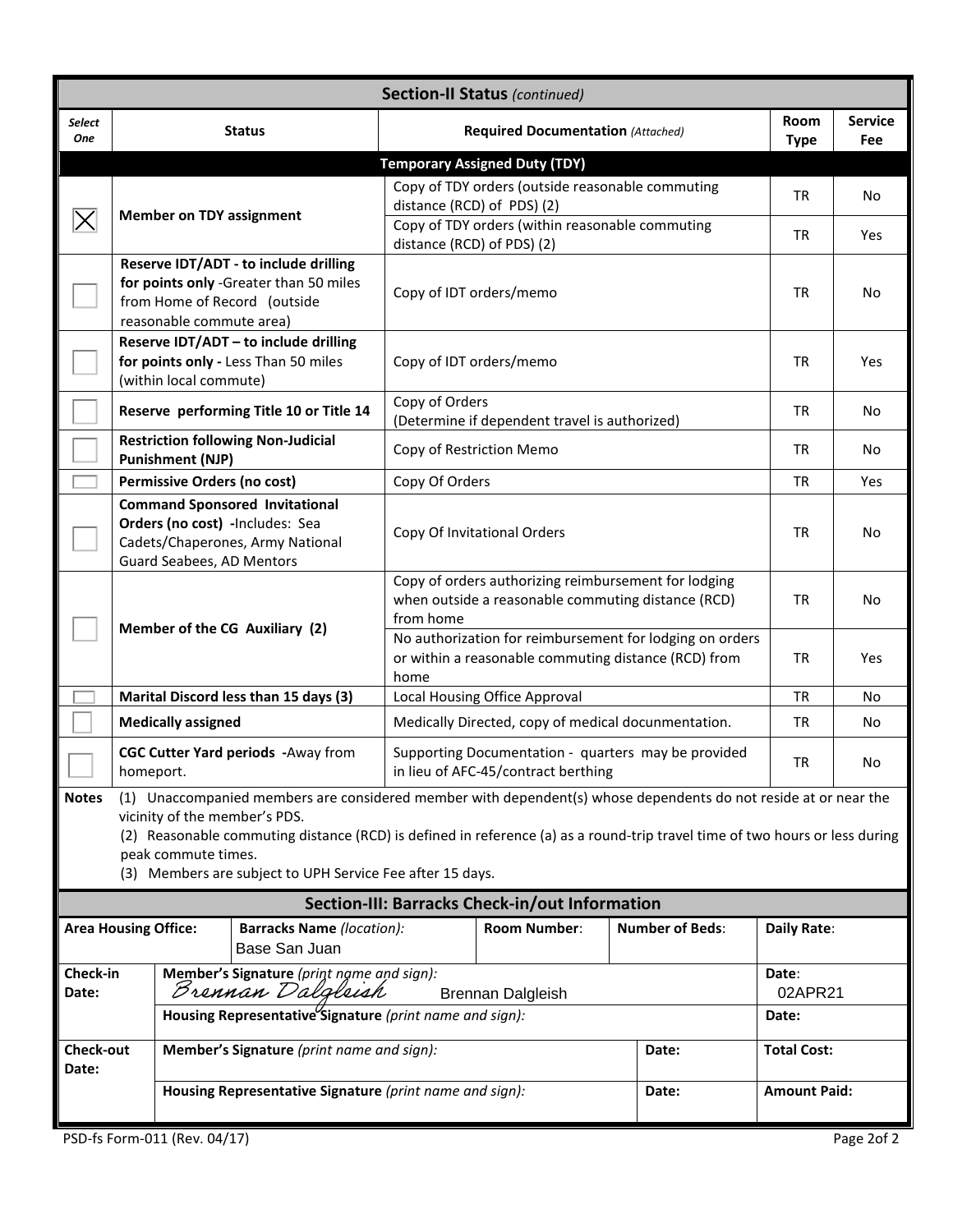## Section-II Status *(continued)*

| *Select One* | Status | Required Documentation *(Attached)* | Room Type | Service Fee |
|---|---|---|---|---|
| | **Temporary Assigned Duty (TDY)** | | | |
| ☒ | **Member on TDY assignment** | Copy of TDY orders (outside reasonable commuting distance (RCD) of PDS) (2) | TR | No |
| | | Copy of TDY orders (within reasonable commuting distance (RCD) of PDS) (2) | TR | Yes |
| ☐ | **Reserve IDT/ADT - to include drilling for points only** -Greater than 50 miles from Home of Record (outside reasonable commute area) | Copy of IDT orders/memo | TR | No |
| ☐ | **Reserve IDT/ADT – to include drilling for points only** - Less Than 50 miles (within local commute) | Copy of IDT orders/memo | TR | Yes |
| ☐ | **Reserve performing Title 10 or Title 14** | Copy of Orders (Determine if dependent travel is authorized) | TR | No |
| ☐ | **Restriction following Non-Judicial Punishment (NJP)** | Copy of Restriction Memo | TR | No |
| ☐ | **Permissive Orders (no cost)** | Copy Of Orders | TR | Yes |
| ☐ | **Command Sponsored Invitational Orders (no cost)** -Includes: Sea Cadets/Chaperones, Army National Guard Seabees, AD Mentors | Copy Of Invitational Orders | TR | No |
| ☐ | **Member of the CG Auxiliary (2)** | Copy of orders authorizing reimbursement for lodging when outside a reasonable commuting distance (RCD) from home | TR | No |
| | | No authorization for reimbursement for lodging on orders or within a reasonable commuting distance (RCD) from home | TR | Yes |
| ☐ | **Marital Discord less than 15 days (3)** | Local Housing Office Approval | TR | No |
| ☐ | **Medically assigned** | Medically Directed, copy of medical docunmentation. | TR | No |
| ☐ | **CGC Cutter Yard periods** -Away from homeport. | Supporting Documentation - quarters may be provided in lieu of AFC-45/contract berthing | TR | No |

**Notes**
(1) Unaccompanied members are considered member with dependent(s) whose dependents do not reside at or near the vicinity of the member's PDS.
(2) Reasonable commuting distance (RCD) is defined in reference (a) as a round-trip travel time of two hours or less during peak commute times.
(3) Members are subject to UPH Service Fee after 15 days.

## Section-III: Barracks Check-in/out Information

| **Area Housing Office:** | **Barracks Name** *(location):* Base San Juan | **Room Number**: | **Number of Beds**: | **Daily Rate**: |
|---|---|---|---|---|
| **Check-in Date:** | **Member's Signature** *(print name and sign):* Brennan Dalgleish — Brennan Dalgleish | | | **Date**: 02APR21 |
| | **Housing Representative Signature** *(print name and sign):* | | | **Date:** |
| **Check-out Date:** | **Member's Signature** *(print name and sign):* | | **Date:** | **Total Cost:** |
| | **Housing Representative Signature** *(print name and sign):* | | **Date:** | **Amount Paid:** |

PSD-fs Form-011 (Rev. 04/17)